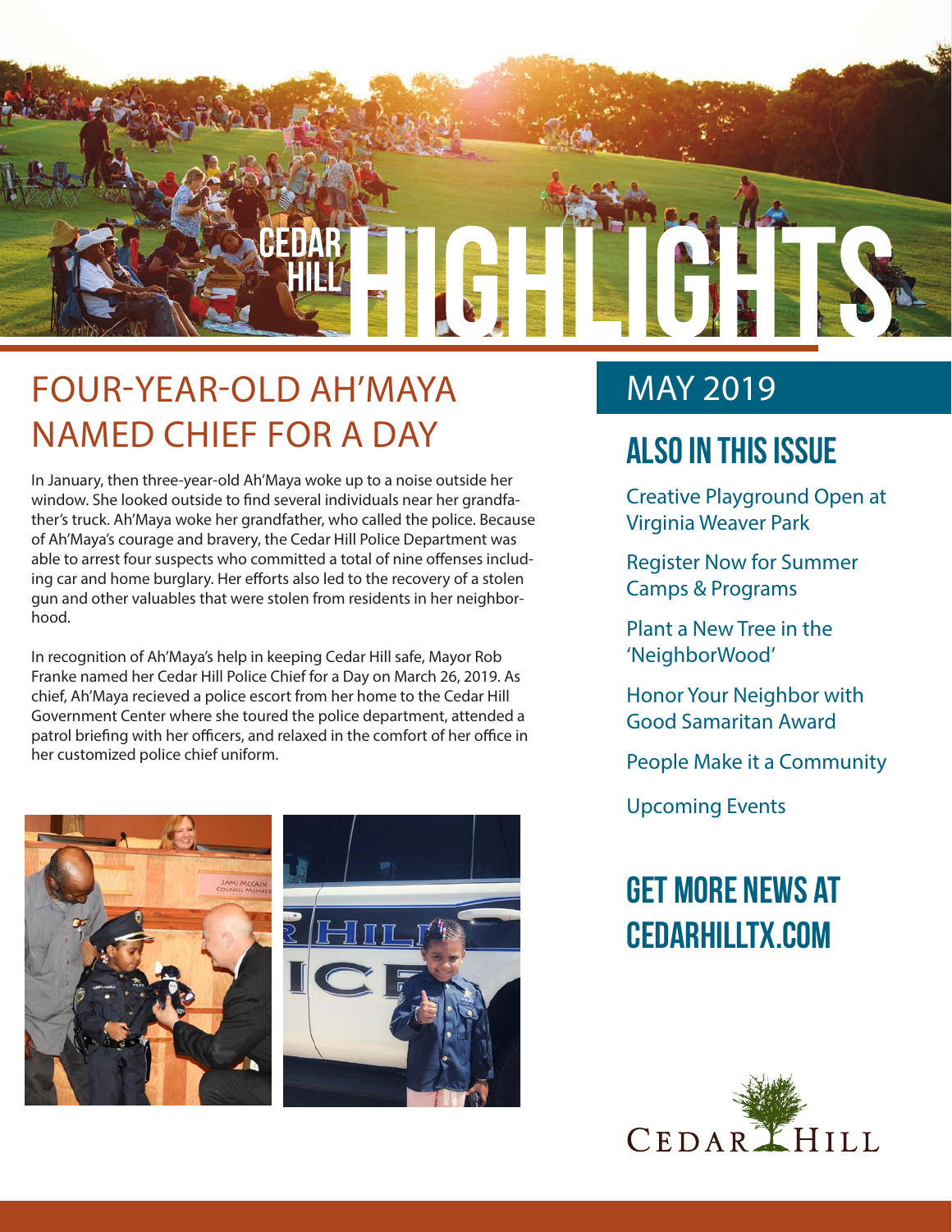# CEDAR HILL HIGHLIGHTS

## FOUR-YEAR-OLD AH'MAYA NAMED CHIEF FOR A DAY

In January, then three-year-old Ah'Maya woke up to a noise outside her window. She looked outside to find several individuals near her grandfather's truck. Ah'Maya woke her grandfather, who called the police. Because of Ah'Maya's courage and bravery, the Cedar Hill Police Department was able to arrest four suspects who committed a total of nine offenses including car and home burglary. Her efforts also led to the recovery of a stolen gun and other valuables that were stolen from residents in her neighborhood.

In recognition of Ah'Maya's help in keeping Cedar Hill safe, Mayor Rob Franke named her Cedar Hill Police Chief for a Day on March 26, 2019. As chief, Ah'Maya recieved a police escort from her home to the Cedar Hill Government Center where she toured the police department, attended a patrol briefing with her officers, and relaxed in the comfort of her office in her customized police chief uniform.

## MAY 2019

## ALSO IN THIS ISSUE

- Creative Playground Open at Virginia Weaver Park
- Register Now for Summer Camps & Programs
- Plant a New Tree in the 'NeighborWood'
- Honor Your Neighbor with Good Samaritan Award
- People Make it a Community
- Upcoming Events

## GET MORE NEWS AT CEDARHILLTX.COM

CEDAR HILL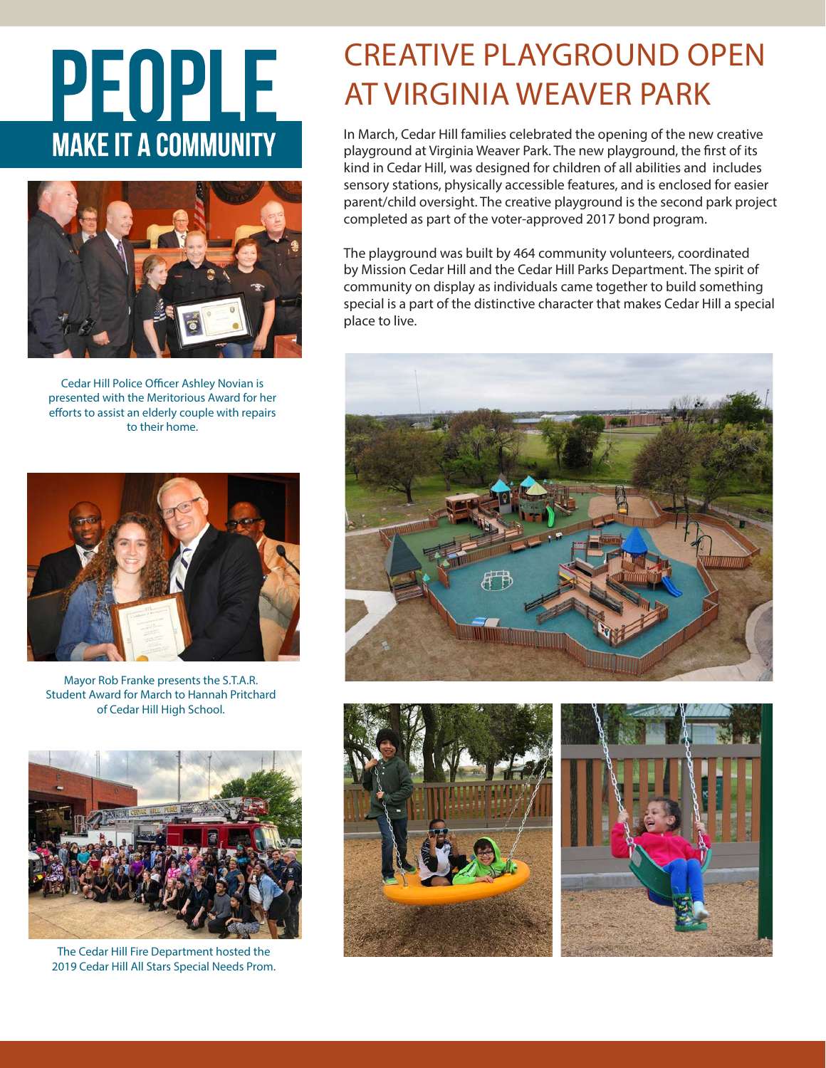# PEOPLE

## MAKE IT A COMMUNITY

Cedar Hill Police Officer Ashley Novian is presented with the Meritorious Award for her efforts to assist an elderly couple with repairs to their home.

Mayor Rob Franke presents the S.T.A.R. Student Award for March to Hannah Pritchard of Cedar Hill High School.

The Cedar Hill Fire Department hosted the 2019 Cedar Hill All Stars Special Needs Prom.

## CREATIVE PLAYGROUND OPEN AT VIRGINIA WEAVER PARK

In March, Cedar Hill families celebrated the opening of the new creative playground at Virginia Weaver Park. The new playground, the first of its kind in Cedar Hill, was designed for children of all abilities and includes sensory stations, physically accessible features, and is enclosed for easier parent/child oversight. The creative playground is the second park project completed as part of the voter-approved 2017 bond program.

The playground was built by 464 community volunteers, coordinated by Mission Cedar Hill and the Cedar Hill Parks Department. The spirit of community on display as individuals came together to build something special is a part of the distinctive character that makes Cedar Hill a special place to live.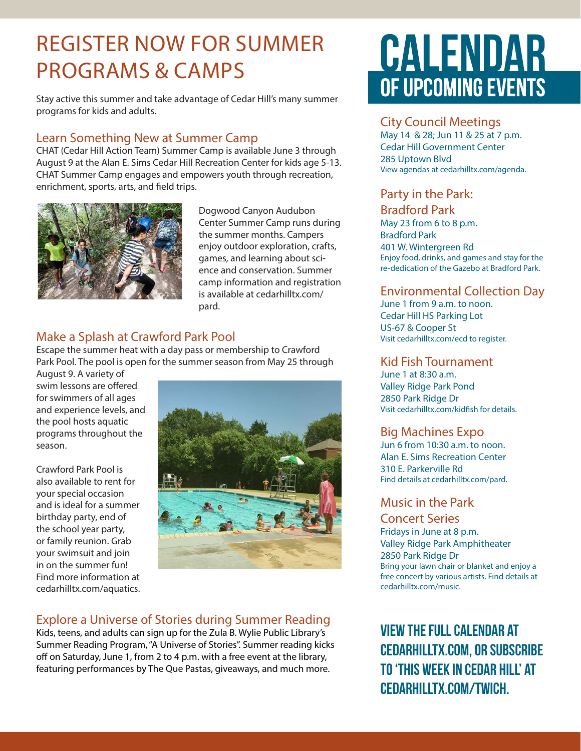# REGISTER NOW FOR SUMMER PROGRAMS & CAMPS

Stay active this summer and take advantage of Cedar Hill's many summer programs for kids and adults.

## Learn Something New at Summer Camp

CHAT (Cedar Hill Action Team) Summer Camp is available June 3 through August 9 at the Alan E. Sims Cedar Hill Recreation Center for kids age 5-13. CHAT Summer Camp engages and empowers youth through recreation, enrichment, sports, arts, and field trips.

Dogwood Canyon Audubon Center Summer Camp runs during the summer months. Campers enjoy outdoor exploration, crafts, games, and learning about science and conservation. Summer camp information and registration is available at cedarhilltx.com/pard.

## Make a Splash at Crawford Park Pool

Escape the summer heat with a day pass or membership to Crawford Park Pool. The pool is open for the summer season from May 25 through August 9. A variety of swim lessons are offered for swimmers of all ages and experience levels, and the pool hosts aquatic programs throughout the season.

Crawford Park Pool is also available to rent for your special occasion and is ideal for a summer birthday party, end of the school year party, or family reunion. Grab your swimsuit and join in on the summer fun! Find more information at cedarhilltx.com/aquatics.

## Explore a Universe of Stories during Summer Reading

Kids, teens, and adults can sign up for the Zula B. Wylie Public Library's Summer Reading Program, "A Universe of Stories". Summer reading kicks off on Saturday, June 1, from 2 to 4 p.m. with a free event at the library, featuring performances by The Que Pastas, giveaways, and much more.

# CALENDAR OF UPCOMING EVENTS

## City Council Meetings

May 14 & 28; Jun 11 & 25 at 7 p.m.
Cedar Hill Government Center
285 Uptown Blvd
View agendas at cedarhilltx.com/agenda.

## Party in the Park: Bradford Park

May 23 from 6 to 8 p.m.
Bradford Park
401 W. Wintergreen Rd
Enjoy food, drinks, and games and stay for the re-dedication of the Gazebo at Bradford Park.

## Environmental Collection Day

June 1 from 9 a.m. to noon.
Cedar Hill HS Parking Lot
US-67 & Cooper St
Visit cedarhilltx.com/ecd to register.

## Kid Fish Tournament

June 1 at 8:30 a.m.
Valley Ridge Park Pond
2850 Park Ridge Dr
Visit cedarhilltx.com/kidfish for details.

## Big Machines Expo

Jun 6 from 10:30 a.m. to noon.
Alan E. Sims Recreation Center
310 E. Parkerville Rd
Find details at cedarhilltx.com/pard.

## Music in the Park Concert Series

Fridays in June at 8 p.m.
Valley Ridge Park Amphitheater
2850 Park Ridge Dr
Bring your lawn chair or blanket and enjoy a free concert by various artists. Find details at cedarhilltx.com/music.

**VIEW THE FULL CALENDAR AT CEDARHILLTX.COM, OR SUBSCRIBE TO 'THIS WEEK IN CEDAR HILL' AT CEDARHILLTX.COM/TWICH.**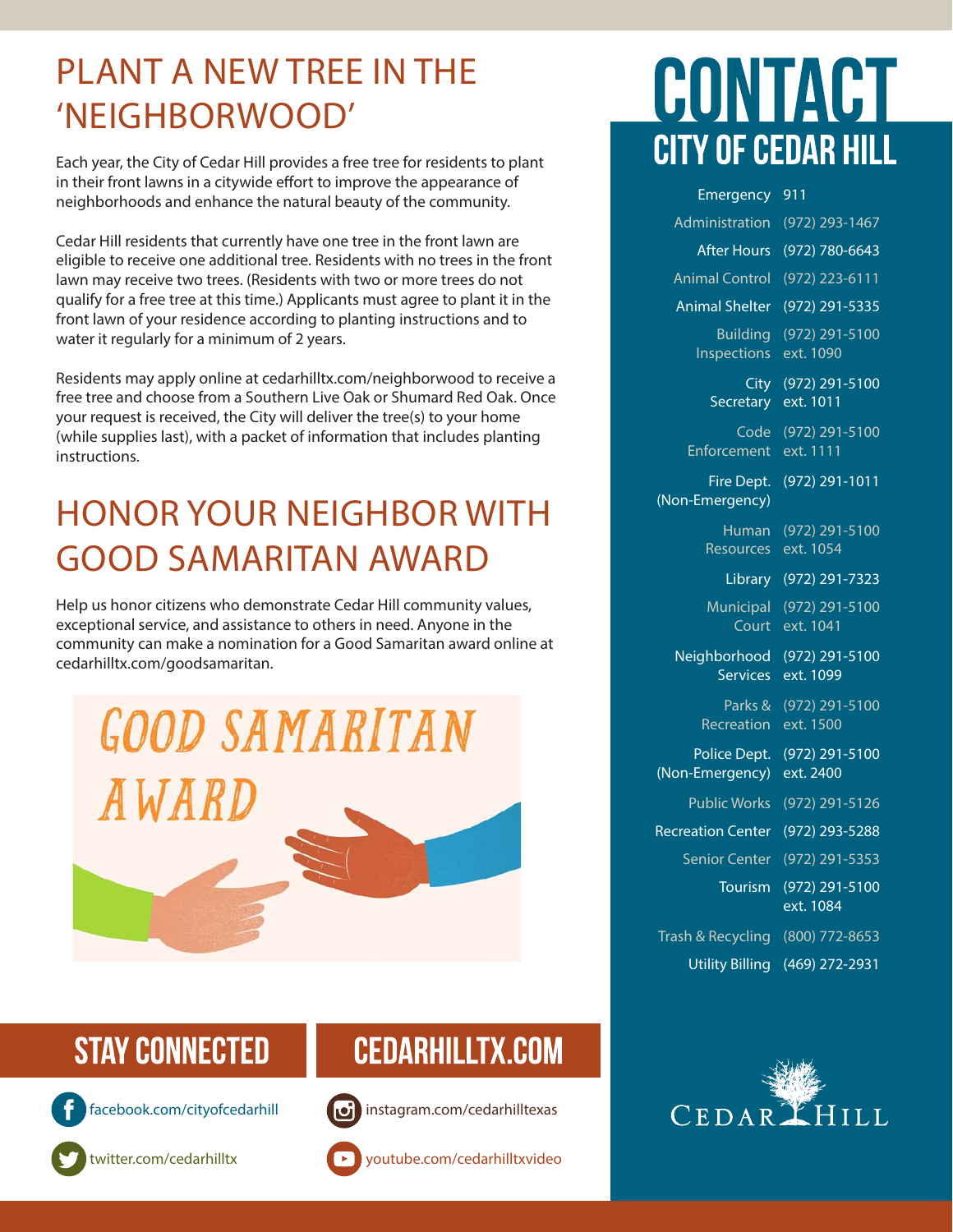# PLANT A NEW TREE IN THE 'NEIGHBORWOOD'

Each year, the City of Cedar Hill provides a free tree for residents to plant in their front lawns in a citywide effort to improve the appearance of neighborhoods and enhance the natural beauty of the community.

Cedar Hill residents that currently have one tree in the front lawn are eligible to receive one additional tree. Residents with no trees in the front lawn may receive two trees. (Residents with two or more trees do not qualify for a free tree at this time.) Applicants must agree to plant it in the front lawn of your residence according to planting instructions and to water it regularly for a minimum of 2 years.

Residents may apply online at cedarhilltx.com/neighborwood to receive a free tree and choose from a Southern Live Oak or Shumard Red Oak. Once your request is received, the City will deliver the tree(s) to your home (while supplies last), with a packet of information that includes planting instructions.

# HONOR YOUR NEIGHBOR WITH GOOD SAMARITAN AWARD

Help us honor citizens who demonstrate Cedar Hill community values, exceptional service, and assistance to others in need. Anyone in the community can make a nomination for a Good Samaritan award online at cedarhilltx.com/goodsamaritan.

GOOD SAMARITAN AWARD

# CONTACT
## CITY OF CEDAR HILL

| | |
|---|---|
| Emergency | 911 |
| Administration | (972) 293-1467 |
| After Hours | (972) 780-6643 |
| Animal Control | (972) 223-6111 |
| Animal Shelter | (972) 291-5335 |
| Building Inspections | (972) 291-5100 ext. 1090 |
| City Secretary | (972) 291-5100 ext. 1011 |
| Code Enforcement | (972) 291-5100 ext. 1111 |
| Fire Dept. (Non-Emergency) | (972) 291-1011 |
| Human Resources | (972) 291-5100 ext. 1054 |
| Library | (972) 291-7323 |
| Municipal Court | (972) 291-5100 ext. 1041 |
| Neighborhood Services | (972) 291-5100 ext. 1099 |
| Parks & Recreation | (972) 291-5100 ext. 1500 |
| Police Dept. (Non-Emergency) | (972) 291-5100 ext. 2400 |
| Public Works | (972) 291-5126 |
| Recreation Center | (972) 293-5288 |
| Senior Center | (972) 291-5353 |
| Tourism | (972) 291-5100 ext. 1084 |
| Trash & Recycling | (800) 772-8653 |
| Utility Billing | (469) 272-2931 |

## STAY CONNECTED

## CEDARHILLTX.COM

facebook.com/cityofcedarhill

instagram.com/cedarhilltexas

twitter.com/cedarhilltx

youtube.com/cedarhilltxvideo

CEDAR HILL